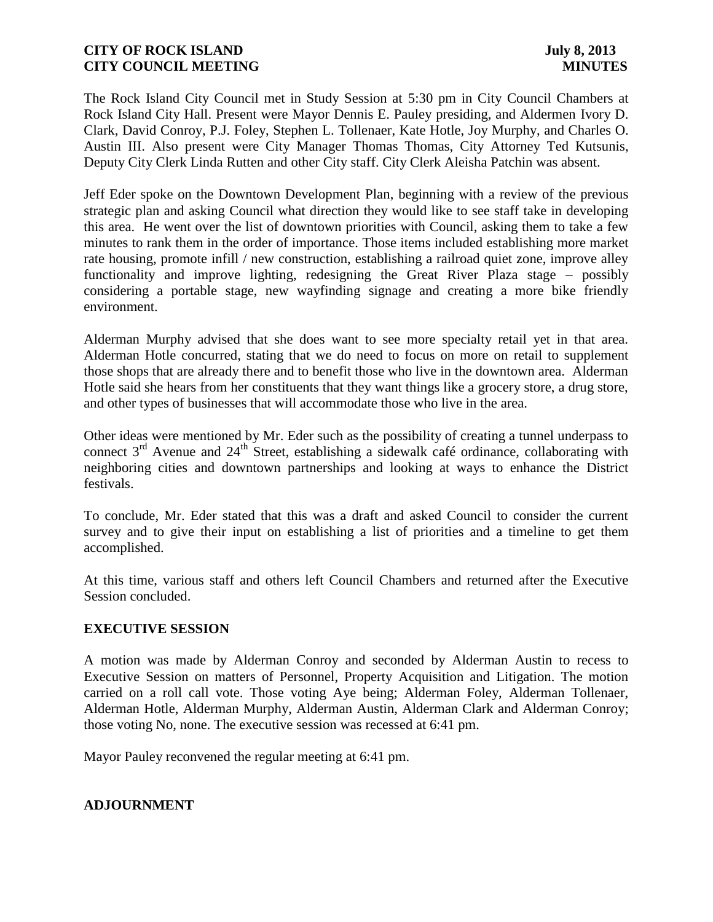The Rock Island City Council met in Study Session at 5:30 pm in City Council Chambers at Rock Island City Hall. Present were Mayor Dennis E. Pauley presiding, and Aldermen Ivory D. Clark, David Conroy, P.J. Foley, Stephen L. Tollenaer, Kate Hotle, Joy Murphy, and Charles O. Austin III. Also present were City Manager Thomas Thomas, City Attorney Ted Kutsunis, Deputy City Clerk Linda Rutten and other City staff. City Clerk Aleisha Patchin was absent.

Jeff Eder spoke on the Downtown Development Plan, beginning with a review of the previous strategic plan and asking Council what direction they would like to see staff take in developing this area. He went over the list of downtown priorities with Council, asking them to take a few minutes to rank them in the order of importance. Those items included establishing more market rate housing, promote infill / new construction, establishing a railroad quiet zone, improve alley functionality and improve lighting, redesigning the Great River Plaza stage – possibly considering a portable stage, new wayfinding signage and creating a more bike friendly environment.

Alderman Murphy advised that she does want to see more specialty retail yet in that area. Alderman Hotle concurred, stating that we do need to focus on more on retail to supplement those shops that are already there and to benefit those who live in the downtown area. Alderman Hotle said she hears from her constituents that they want things like a grocery store, a drug store, and other types of businesses that will accommodate those who live in the area.

Other ideas were mentioned by Mr. Eder such as the possibility of creating a tunnel underpass to connect 3rd Avenue and 24th Street, establishing a sidewalk café ordinance, collaborating with neighboring cities and downtown partnerships and looking at ways to enhance the District festivals.

To conclude, Mr. Eder stated that this was a draft and asked Council to consider the current survey and to give their input on establishing a list of priorities and a timeline to get them accomplished.

At this time, various staff and others left Council Chambers and returned after the Executive Session concluded.

## EXECUTIVE SESSION

A motion was made by Alderman Conroy and seconded by Alderman Austin to recess to Executive Session on matters of Personnel, Property Acquisition and Litigation. The motion carried on a roll call vote. Those voting Aye being; Alderman Foley, Alderman Tollenaer, Alderman Hotle, Alderman Murphy, Alderman Austin, Alderman Clark and Alderman Conroy; those voting No, none. The executive session was recessed at 6:41 pm.

Mayor Pauley reconvened the regular meeting at 6:41 pm.

## ADJOURNMENT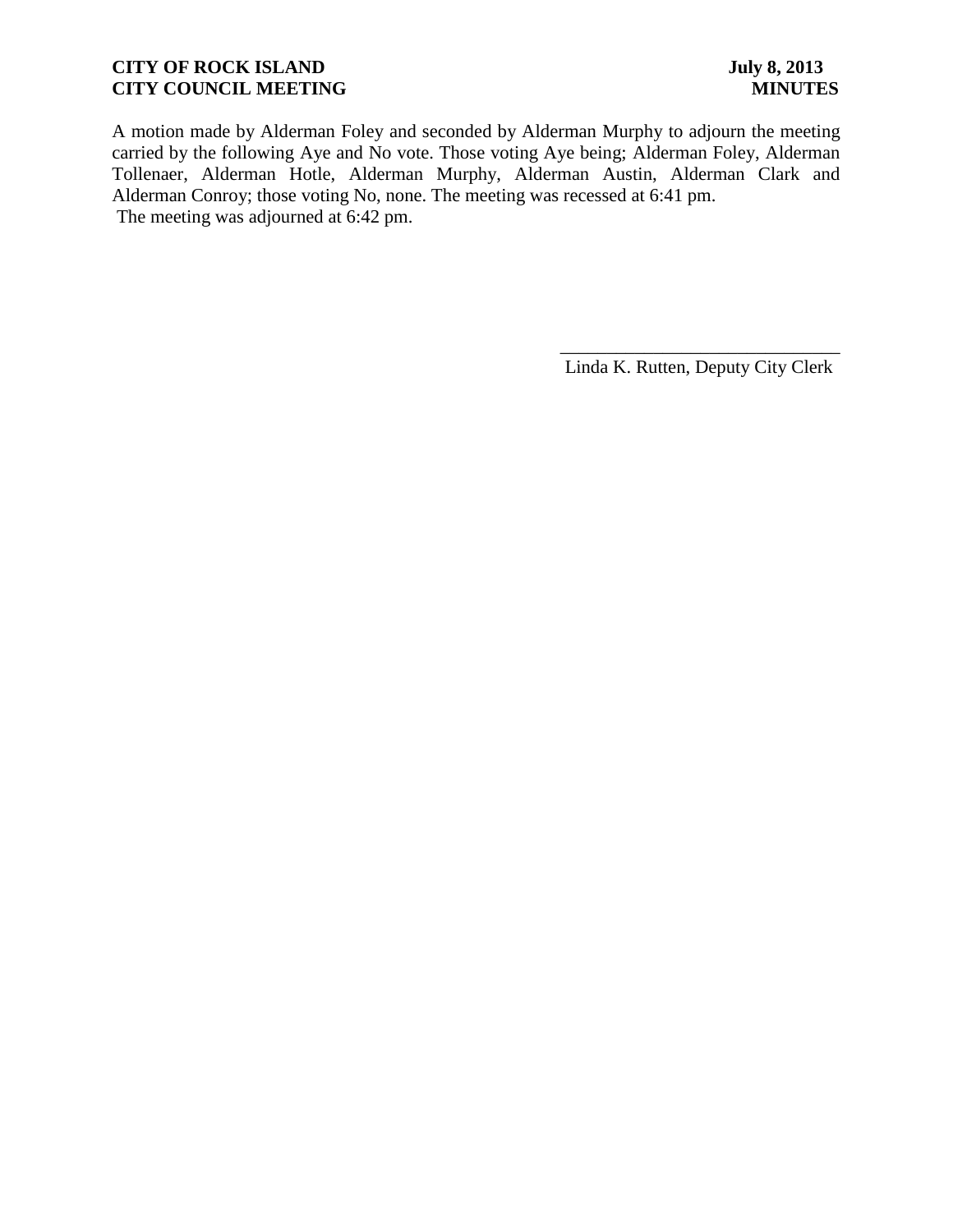A motion made by Alderman Foley and seconded by Alderman Murphy to adjourn the meeting carried by the following Aye and No vote. Those voting Aye being; Alderman Foley, Alderman Tollenaer, Alderman Hotle, Alderman Murphy, Alderman Austin, Alderman Clark and Alderman Conroy; those voting No, none. The meeting was recessed at 6:41 pm.
The meeting was adjourned at 6:42 pm.

______________________________
Linda K. Rutten, Deputy City Clerk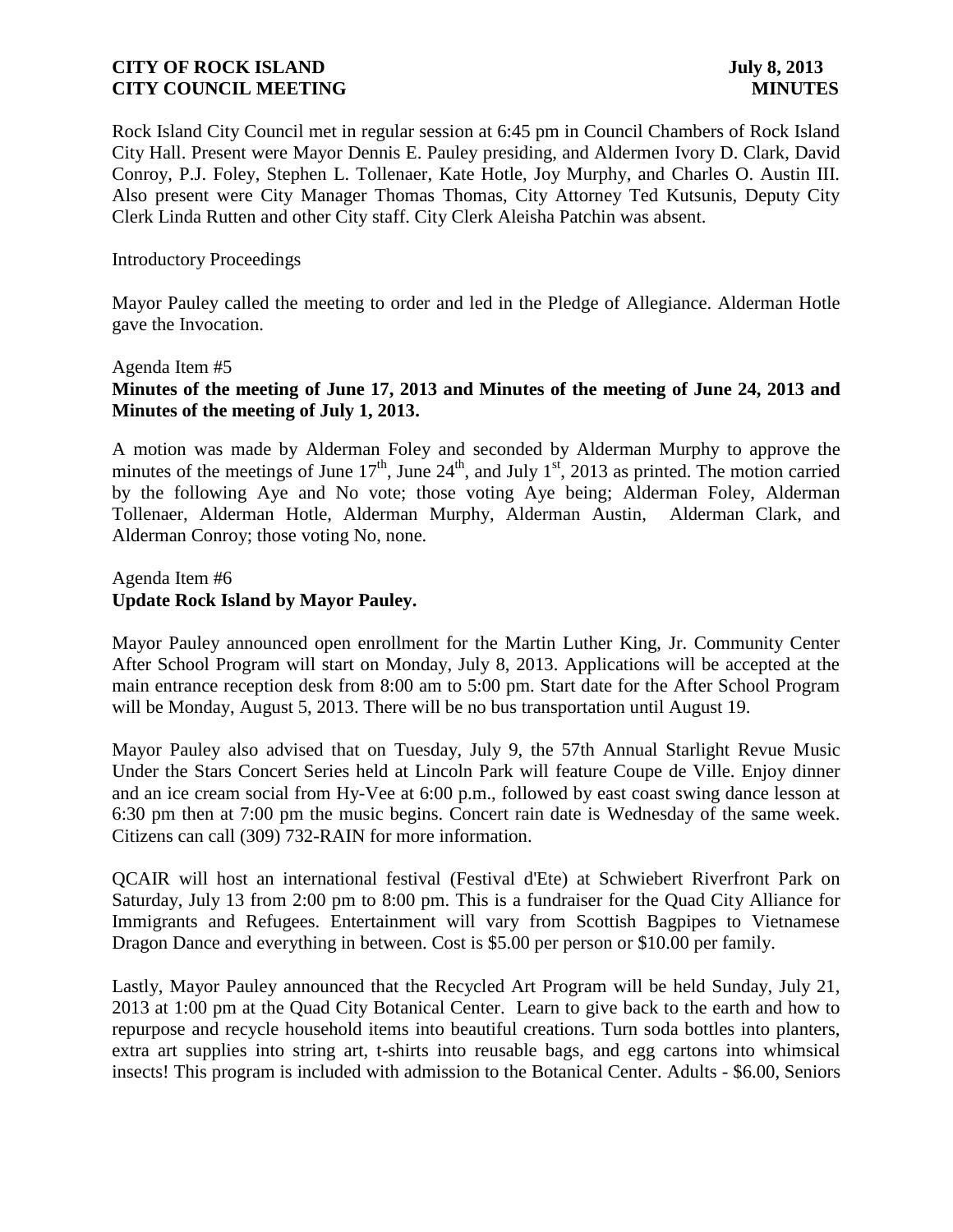Rock Island City Council met in regular session at 6:45 pm in Council Chambers of Rock Island City Hall. Present were Mayor Dennis E. Pauley presiding, and Aldermen Ivory D. Clark, David Conroy, P.J. Foley, Stephen L. Tollenaer, Kate Hotle, Joy Murphy, and Charles O. Austin III. Also present were City Manager Thomas Thomas, City Attorney Ted Kutsunis, Deputy City Clerk Linda Rutten and other City staff. City Clerk Aleisha Patchin was absent.

Introductory Proceedings

Mayor Pauley called the meeting to order and led in the Pledge of Allegiance. Alderman Hotle gave the Invocation.

Agenda Item #5
**Minutes of the meeting of June 17, 2013 and Minutes of the meeting of June 24, 2013 and Minutes of the meeting of July 1, 2013.**

A motion was made by Alderman Foley and seconded by Alderman Murphy to approve the minutes of the meetings of June 17th, June 24th, and July 1st, 2013 as printed. The motion carried by the following Aye and No vote; those voting Aye being; Alderman Foley, Alderman Tollenaer, Alderman Hotle, Alderman Murphy, Alderman Austin, Alderman Clark, and Alderman Conroy; those voting No, none.

Agenda Item #6
**Update Rock Island by Mayor Pauley.**

Mayor Pauley announced open enrollment for the Martin Luther King, Jr. Community Center After School Program will start on Monday, July 8, 2013. Applications will be accepted at the main entrance reception desk from 8:00 am to 5:00 pm. Start date for the After School Program will be Monday, August 5, 2013. There will be no bus transportation until August 19.

Mayor Pauley also advised that on Tuesday, July 9, the 57th Annual Starlight Revue Music Under the Stars Concert Series held at Lincoln Park will feature Coupe de Ville. Enjoy dinner and an ice cream social from Hy-Vee at 6:00 p.m., followed by east coast swing dance lesson at 6:30 pm then at 7:00 pm the music begins. Concert rain date is Wednesday of the same week. Citizens can call (309) 732-RAIN for more information.

QCAIR will host an international festival (Festival d'Ete) at Schwiebert Riverfront Park on Saturday, July 13 from 2:00 pm to 8:00 pm. This is a fundraiser for the Quad City Alliance for Immigrants and Refugees. Entertainment will vary from Scottish Bagpipes to Vietnamese Dragon Dance and everything in between. Cost is $5.00 per person or $10.00 per family.

Lastly, Mayor Pauley announced that the Recycled Art Program will be held Sunday, July 21, 2013 at 1:00 pm at the Quad City Botanical Center. Learn to give back to the earth and how to repurpose and recycle household items into beautiful creations. Turn soda bottles into planters, extra art supplies into string art, t-shirts into reusable bags, and egg cartons into whimsical insects! This program is included with admission to the Botanical Center. Adults - $6.00, Seniors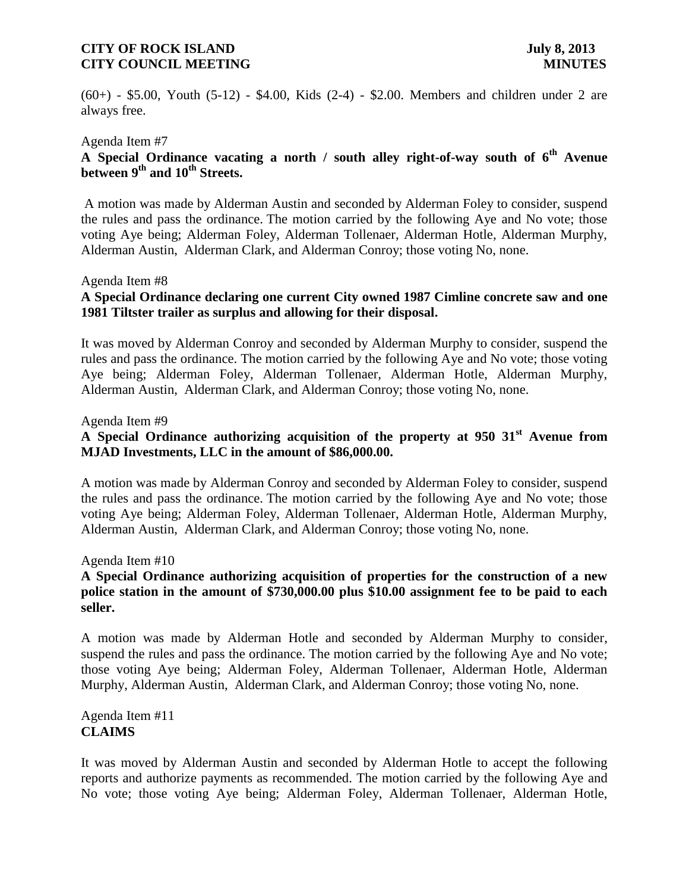(60+) - $5.00, Youth (5-12) - $4.00, Kids (2-4) - $2.00. Members and children under 2 are always free.

Agenda Item #7
**A Special Ordinance vacating a north / south alley right-of-way south of 6th Avenue between 9th and 10th Streets.**

A motion was made by Alderman Austin and seconded by Alderman Foley to consider, suspend the rules and pass the ordinance. The motion carried by the following Aye and No vote; those voting Aye being; Alderman Foley, Alderman Tollenaer, Alderman Hotle, Alderman Murphy, Alderman Austin, Alderman Clark, and Alderman Conroy; those voting No, none.

Agenda Item #8
**A Special Ordinance declaring one current City owned 1987 Cimline concrete saw and one 1981 Tiltster trailer as surplus and allowing for their disposal.**

It was moved by Alderman Conroy and seconded by Alderman Murphy to consider, suspend the rules and pass the ordinance. The motion carried by the following Aye and No vote; those voting Aye being; Alderman Foley, Alderman Tollenaer, Alderman Hotle, Alderman Murphy, Alderman Austin, Alderman Clark, and Alderman Conroy; those voting No, none.

Agenda Item #9
**A Special Ordinance authorizing acquisition of the property at 950 31st Avenue from MJAD Investments, LLC in the amount of $86,000.00.**

A motion was made by Alderman Conroy and seconded by Alderman Foley to consider, suspend the rules and pass the ordinance. The motion carried by the following Aye and No vote; those voting Aye being; Alderman Foley, Alderman Tollenaer, Alderman Hotle, Alderman Murphy, Alderman Austin, Alderman Clark, and Alderman Conroy; those voting No, none.

Agenda Item #10
**A Special Ordinance authorizing acquisition of properties for the construction of a new police station in the amount of $730,000.00 plus $10.00 assignment fee to be paid to each seller.**

A motion was made by Alderman Hotle and seconded by Alderman Murphy to consider, suspend the rules and pass the ordinance. The motion carried by the following Aye and No vote; those voting Aye being; Alderman Foley, Alderman Tollenaer, Alderman Hotle, Alderman Murphy, Alderman Austin, Alderman Clark, and Alderman Conroy; those voting No, none.

Agenda Item #11
**CLAIMS**

It was moved by Alderman Austin and seconded by Alderman Hotle to accept the following reports and authorize payments as recommended. The motion carried by the following Aye and No vote; those voting Aye being; Alderman Foley, Alderman Tollenaer, Alderman Hotle,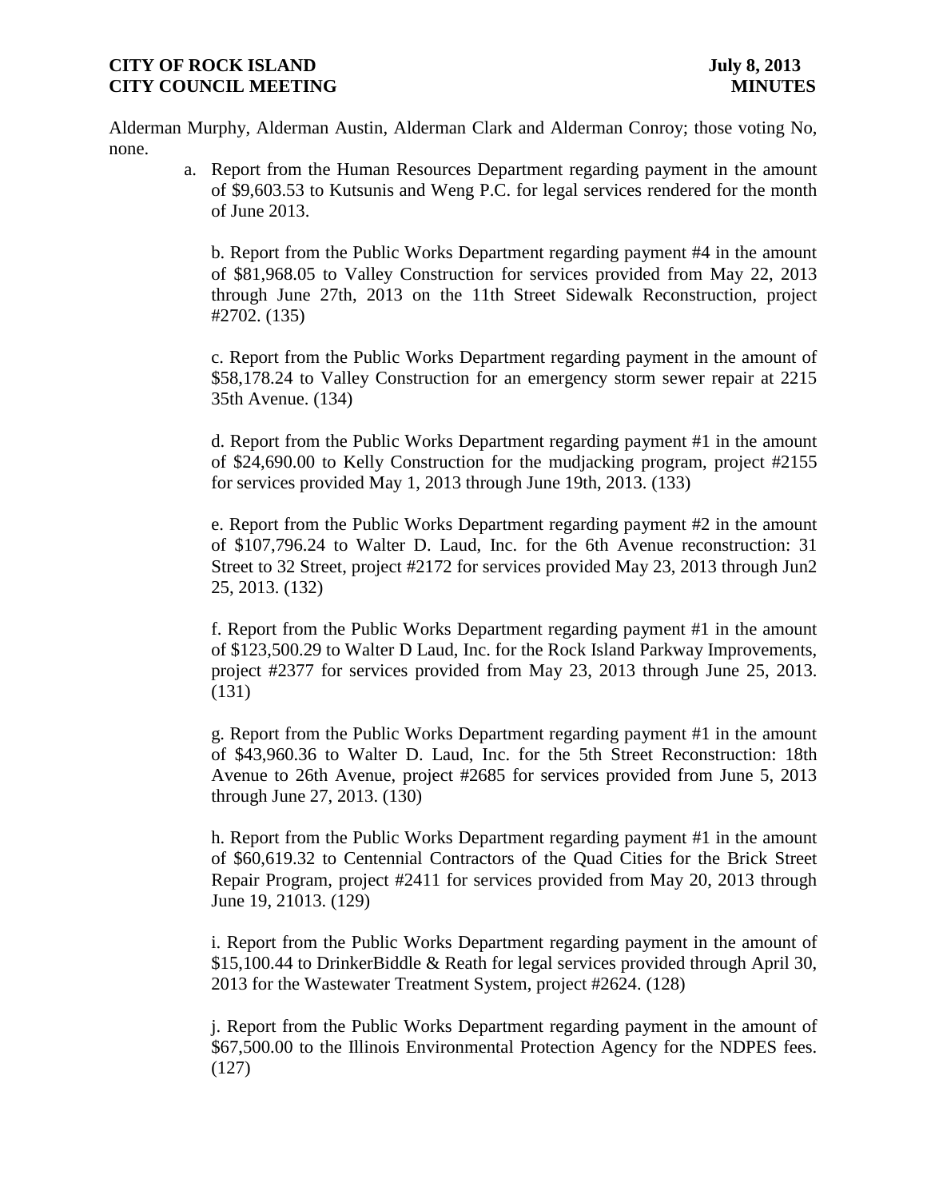Alderman Murphy, Alderman Austin, Alderman Clark and Alderman Conroy; those voting No, none.

a. Report from the Human Resources Department regarding payment in the amount of $9,603.53 to Kutsunis and Weng P.C. for legal services rendered for the month of June 2013.

b. Report from the Public Works Department regarding payment #4 in the amount of $81,968.05 to Valley Construction for services provided from May 22, 2013 through June 27th, 2013 on the 11th Street Sidewalk Reconstruction, project #2702. (135)

c. Report from the Public Works Department regarding payment in the amount of $58,178.24 to Valley Construction for an emergency storm sewer repair at 2215 35th Avenue. (134)

d. Report from the Public Works Department regarding payment #1 in the amount of $24,690.00 to Kelly Construction for the mudjacking program, project #2155 for services provided May 1, 2013 through June 19th, 2013. (133)

e. Report from the Public Works Department regarding payment #2 in the amount of $107,796.24 to Walter D. Laud, Inc. for the 6th Avenue reconstruction: 31 Street to 32 Street, project #2172 for services provided May 23, 2013 through Jun2 25, 2013. (132)

f. Report from the Public Works Department regarding payment #1 in the amount of $123,500.29 to Walter D Laud, Inc. for the Rock Island Parkway Improvements, project #2377 for services provided from May 23, 2013 through June 25, 2013. (131)

g. Report from the Public Works Department regarding payment #1 in the amount of $43,960.36 to Walter D. Laud, Inc. for the 5th Street Reconstruction: 18th Avenue to 26th Avenue, project #2685 for services provided from June 5, 2013 through June 27, 2013. (130)

h. Report from the Public Works Department regarding payment #1 in the amount of $60,619.32 to Centennial Contractors of the Quad Cities for the Brick Street Repair Program, project #2411 for services provided from May 20, 2013 through June 19, 21013. (129)

i. Report from the Public Works Department regarding payment in the amount of $15,100.44 to DrinkerBiddle & Reath for legal services provided through April 30, 2013 for the Wastewater Treatment System, project #2624. (128)

j. Report from the Public Works Department regarding payment in the amount of $67,500.00 to the Illinois Environmental Protection Agency for the NDPES fees. (127)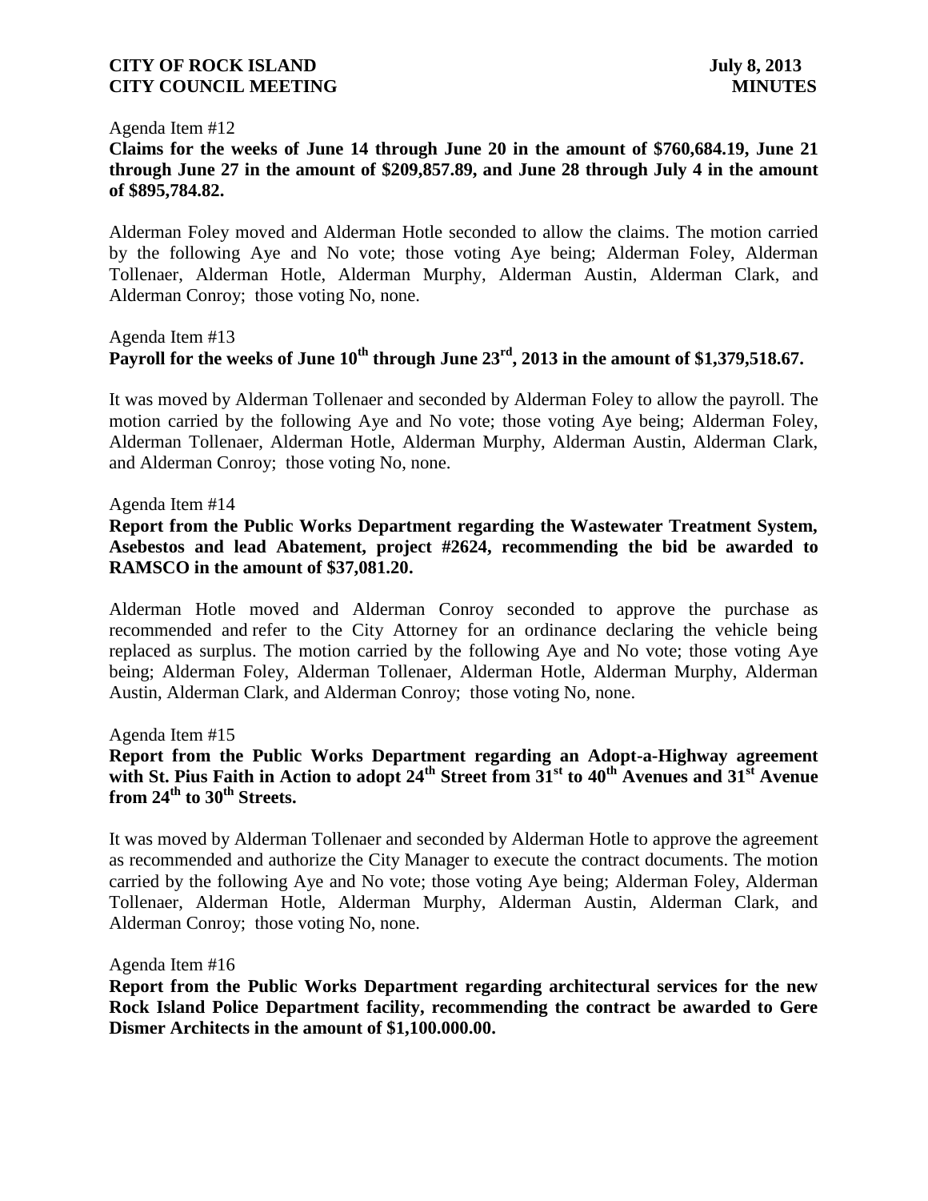Agenda Item #12

**Claims for the weeks of June 14 through June 20 in the amount of $760,684.19, June 21 through June 27 in the amount of $209,857.89, and June 28 through July 4 in the amount of $895,784.82.**

Alderman Foley moved and Alderman Hotle seconded to allow the claims. The motion carried by the following Aye and No vote; those voting Aye being; Alderman Foley, Alderman Tollenaer, Alderman Hotle, Alderman Murphy, Alderman Austin, Alderman Clark, and Alderman Conroy; those voting No, none.

Agenda Item #13

**Payroll for the weeks of June 10th through June 23rd, 2013 in the amount of $1,379,518.67.**

It was moved by Alderman Tollenaer and seconded by Alderman Foley to allow the payroll. The motion carried by the following Aye and No vote; those voting Aye being; Alderman Foley, Alderman Tollenaer, Alderman Hotle, Alderman Murphy, Alderman Austin, Alderman Clark, and Alderman Conroy; those voting No, none.

Agenda Item #14

**Report from the Public Works Department regarding the Wastewater Treatment System, Asebestos and lead Abatement, project #2624, recommending the bid be awarded to RAMSCO in the amount of $37,081.20.**

Alderman Hotle moved and Alderman Conroy seconded to approve the purchase as recommended and refer to the City Attorney for an ordinance declaring the vehicle being replaced as surplus. The motion carried by the following Aye and No vote; those voting Aye being; Alderman Foley, Alderman Tollenaer, Alderman Hotle, Alderman Murphy, Alderman Austin, Alderman Clark, and Alderman Conroy; those voting No, none.

Agenda Item #15

**Report from the Public Works Department regarding an Adopt-a-Highway agreement with St. Pius Faith in Action to adopt 24th Street from 31st to 40th Avenues and 31st Avenue from 24th to 30th Streets.**

It was moved by Alderman Tollenaer and seconded by Alderman Hotle to approve the agreement as recommended and authorize the City Manager to execute the contract documents. The motion carried by the following Aye and No vote; those voting Aye being; Alderman Foley, Alderman Tollenaer, Alderman Hotle, Alderman Murphy, Alderman Austin, Alderman Clark, and Alderman Conroy; those voting No, none.

Agenda Item #16

**Report from the Public Works Department regarding architectural services for the new Rock Island Police Department facility, recommending the contract be awarded to Gere Dismer Architects in the amount of $1,100.000.00.**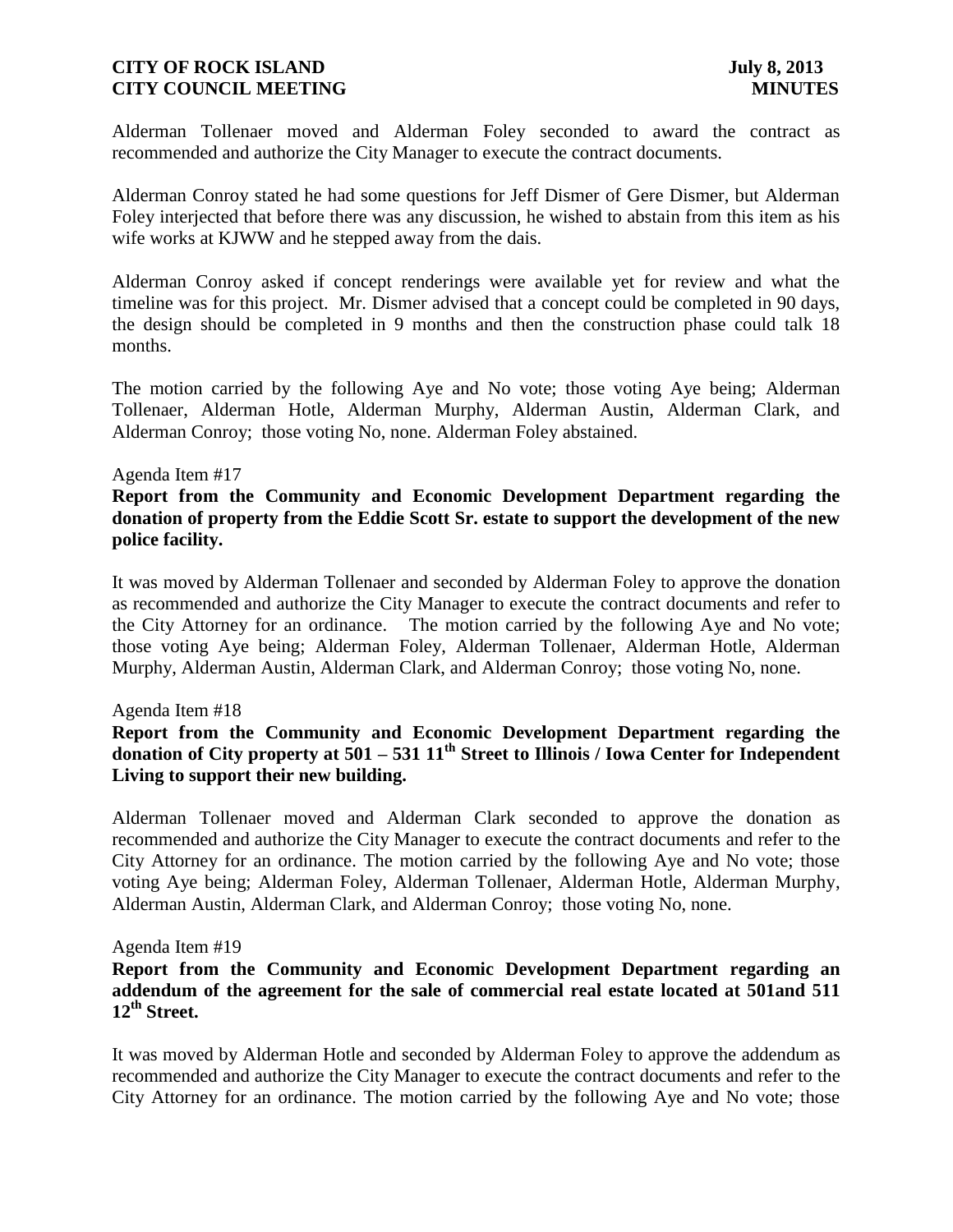Alderman Tollenaer moved and Alderman Foley seconded to award the contract as recommended and authorize the City Manager to execute the contract documents.

Alderman Conroy stated he had some questions for Jeff Dismer of Gere Dismer, but Alderman Foley interjected that before there was any discussion, he wished to abstain from this item as his wife works at KJWW and he stepped away from the dais.

Alderman Conroy asked if concept renderings were available yet for review and what the timeline was for this project. Mr. Dismer advised that a concept could be completed in 90 days, the design should be completed in 9 months and then the construction phase could talk 18 months.

The motion carried by the following Aye and No vote; those voting Aye being; Alderman Tollenaer, Alderman Hotle, Alderman Murphy, Alderman Austin, Alderman Clark, and Alderman Conroy; those voting No, none. Alderman Foley abstained.

Agenda Item #17

**Report from the Community and Economic Development Department regarding the donation of property from the Eddie Scott Sr. estate to support the development of the new police facility.**

It was moved by Alderman Tollenaer and seconded by Alderman Foley to approve the donation as recommended and authorize the City Manager to execute the contract documents and refer to the City Attorney for an ordinance. The motion carried by the following Aye and No vote; those voting Aye being; Alderman Foley, Alderman Tollenaer, Alderman Hotle, Alderman Murphy, Alderman Austin, Alderman Clark, and Alderman Conroy; those voting No, none.

Agenda Item #18

**Report from the Community and Economic Development Department regarding the donation of City property at 501 – 531 11th Street to Illinois / Iowa Center for Independent Living to support their new building.**

Alderman Tollenaer moved and Alderman Clark seconded to approve the donation as recommended and authorize the City Manager to execute the contract documents and refer to the City Attorney for an ordinance. The motion carried by the following Aye and No vote; those voting Aye being; Alderman Foley, Alderman Tollenaer, Alderman Hotle, Alderman Murphy, Alderman Austin, Alderman Clark, and Alderman Conroy; those voting No, none.

Agenda Item #19

**Report from the Community and Economic Development Department regarding an addendum of the agreement for the sale of commercial real estate located at 501and 511 12th Street.**

It was moved by Alderman Hotle and seconded by Alderman Foley to approve the addendum as recommended and authorize the City Manager to execute the contract documents and refer to the City Attorney for an ordinance. The motion carried by the following Aye and No vote; those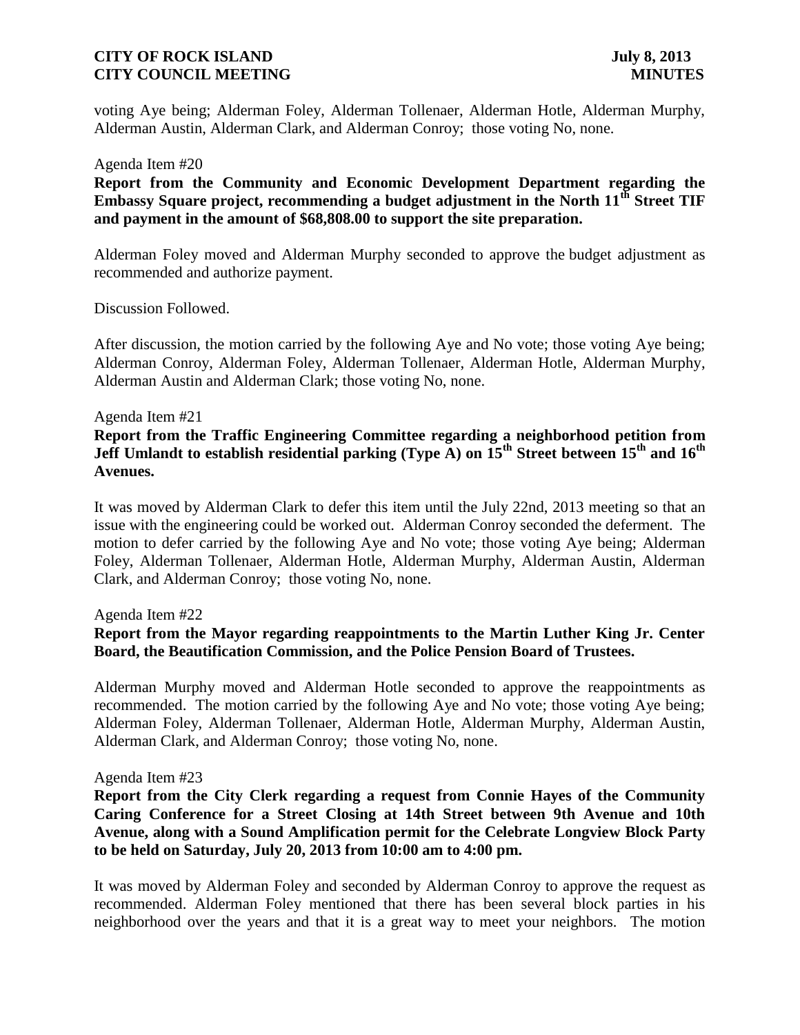voting Aye being; Alderman Foley, Alderman Tollenaer, Alderman Hotle, Alderman Murphy, Alderman Austin, Alderman Clark, and Alderman Conroy; those voting No, none.

Agenda Item #20

**Report from the Community and Economic Development Department regarding the Embassy Square project, recommending a budget adjustment in the North 11th Street TIF and payment in the amount of $68,808.00 to support the site preparation.**

Alderman Foley moved and Alderman Murphy seconded to approve the budget adjustment as recommended and authorize payment.

Discussion Followed.

After discussion, the motion carried by the following Aye and No vote; those voting Aye being; Alderman Conroy, Alderman Foley, Alderman Tollenaer, Alderman Hotle, Alderman Murphy, Alderman Austin and Alderman Clark; those voting No, none.

Agenda Item #21

**Report from the Traffic Engineering Committee regarding a neighborhood petition from Jeff Umlandt to establish residential parking (Type A) on 15th Street between 15th and 16th Avenues.**

It was moved by Alderman Clark to defer this item until the July 22nd, 2013 meeting so that an issue with the engineering could be worked out. Alderman Conroy seconded the deferment. The motion to defer carried by the following Aye and No vote; those voting Aye being; Alderman Foley, Alderman Tollenaer, Alderman Hotle, Alderman Murphy, Alderman Austin, Alderman Clark, and Alderman Conroy; those voting No, none.

Agenda Item #22

**Report from the Mayor regarding reappointments to the Martin Luther King Jr. Center Board, the Beautification Commission, and the Police Pension Board of Trustees.**

Alderman Murphy moved and Alderman Hotle seconded to approve the reappointments as recommended. The motion carried by the following Aye and No vote; those voting Aye being; Alderman Foley, Alderman Tollenaer, Alderman Hotle, Alderman Murphy, Alderman Austin, Alderman Clark, and Alderman Conroy; those voting No, none.

Agenda Item #23

**Report from the City Clerk regarding a request from Connie Hayes of the Community Caring Conference for a Street Closing at 14th Street between 9th Avenue and 10th Avenue, along with a Sound Amplification permit for the Celebrate Longview Block Party to be held on Saturday, July 20, 2013 from 10:00 am to 4:00 pm.**

It was moved by Alderman Foley and seconded by Alderman Conroy to approve the request as recommended. Alderman Foley mentioned that there has been several block parties in his neighborhood over the years and that it is a great way to meet your neighbors. The motion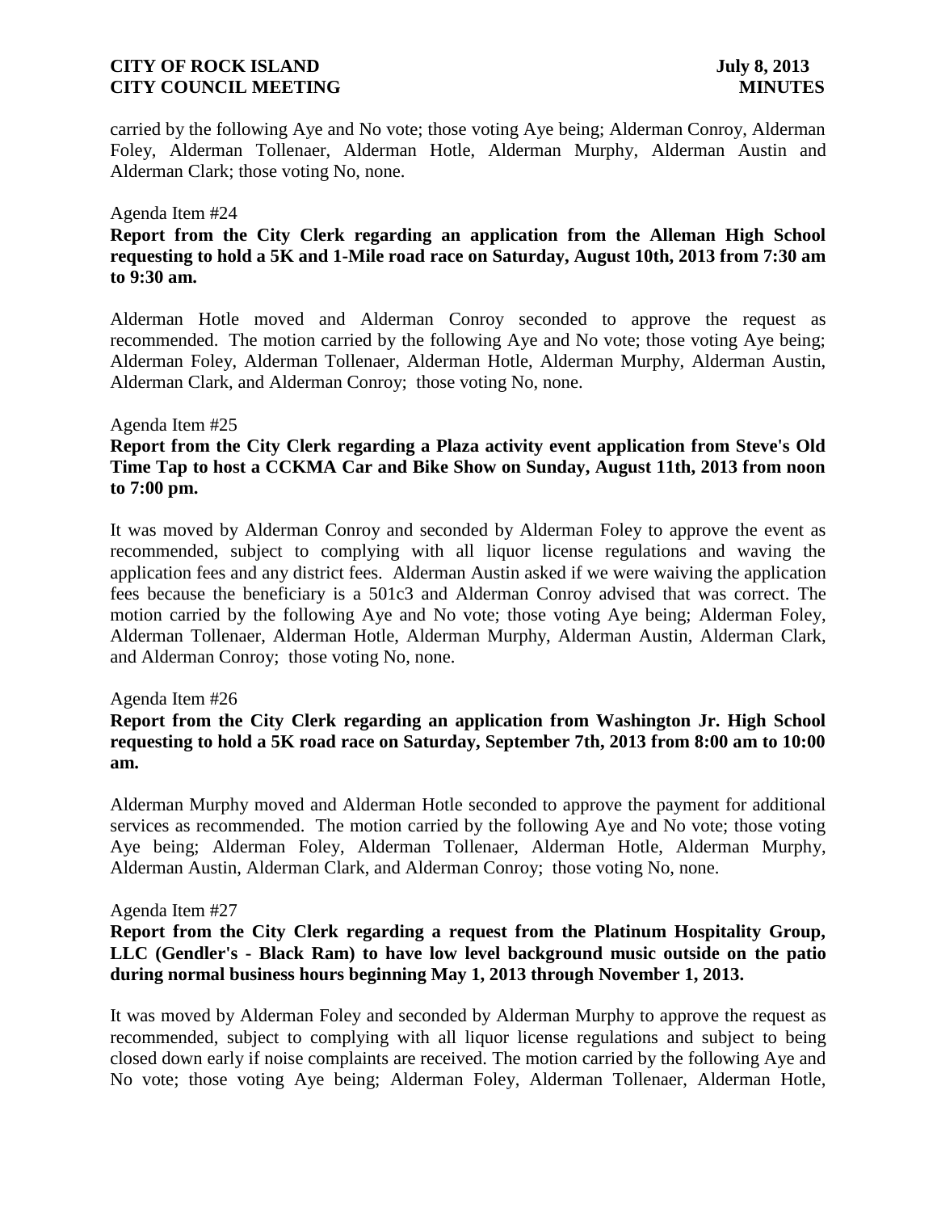carried by the following Aye and No vote; those voting Aye being; Alderman Conroy, Alderman Foley, Alderman Tollenaer, Alderman Hotle, Alderman Murphy, Alderman Austin and Alderman Clark; those voting No, none.

Agenda Item #24

**Report from the City Clerk regarding an application from the Alleman High School requesting to hold a 5K and 1-Mile road race on Saturday, August 10th, 2013 from 7:30 am to 9:30 am.**

Alderman Hotle moved and Alderman Conroy seconded to approve the request as recommended. The motion carried by the following Aye and No vote; those voting Aye being; Alderman Foley, Alderman Tollenaer, Alderman Hotle, Alderman Murphy, Alderman Austin, Alderman Clark, and Alderman Conroy; those voting No, none.

Agenda Item #25

**Report from the City Clerk regarding a Plaza activity event application from Steve's Old Time Tap to host a CCKMA Car and Bike Show on Sunday, August 11th, 2013 from noon to 7:00 pm.**

It was moved by Alderman Conroy and seconded by Alderman Foley to approve the event as recommended, subject to complying with all liquor license regulations and waving the application fees and any district fees. Alderman Austin asked if we were waiving the application fees because the beneficiary is a 501c3 and Alderman Conroy advised that was correct. The motion carried by the following Aye and No vote; those voting Aye being; Alderman Foley, Alderman Tollenaer, Alderman Hotle, Alderman Murphy, Alderman Austin, Alderman Clark, and Alderman Conroy; those voting No, none.

Agenda Item #26

**Report from the City Clerk regarding an application from Washington Jr. High School requesting to hold a 5K road race on Saturday, September 7th, 2013 from 8:00 am to 10:00 am.**

Alderman Murphy moved and Alderman Hotle seconded to approve the payment for additional services as recommended. The motion carried by the following Aye and No vote; those voting Aye being; Alderman Foley, Alderman Tollenaer, Alderman Hotle, Alderman Murphy, Alderman Austin, Alderman Clark, and Alderman Conroy; those voting No, none.

Agenda Item #27

**Report from the City Clerk regarding a request from the Platinum Hospitality Group, LLC (Gendler's - Black Ram) to have low level background music outside on the patio during normal business hours beginning May 1, 2013 through November 1, 2013.**

It was moved by Alderman Foley and seconded by Alderman Murphy to approve the request as recommended, subject to complying with all liquor license regulations and subject to being closed down early if noise complaints are received. The motion carried by the following Aye and No vote; those voting Aye being; Alderman Foley, Alderman Tollenaer, Alderman Hotle,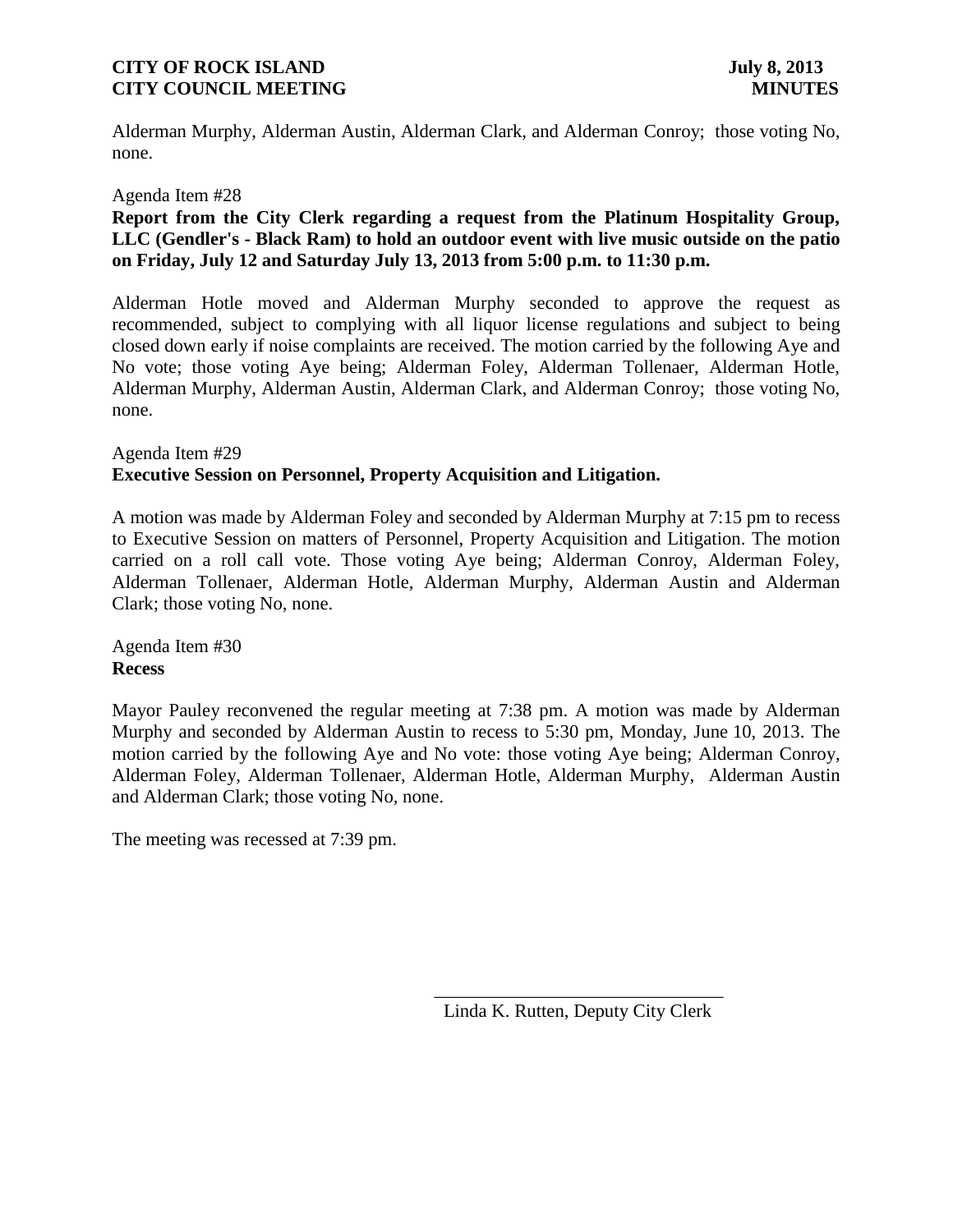Alderman Murphy, Alderman Austin, Alderman Clark, and Alderman Conroy; those voting No, none.

Agenda Item #28

**Report from the City Clerk regarding a request from the Platinum Hospitality Group, LLC (Gendler's - Black Ram) to hold an outdoor event with live music outside on the patio on Friday, July 12 and Saturday July 13, 2013 from 5:00 p.m. to 11:30 p.m.**

Alderman Hotle moved and Alderman Murphy seconded to approve the request as recommended, subject to complying with all liquor license regulations and subject to being closed down early if noise complaints are received. The motion carried by the following Aye and No vote; those voting Aye being; Alderman Foley, Alderman Tollenaer, Alderman Hotle, Alderman Murphy, Alderman Austin, Alderman Clark, and Alderman Conroy; those voting No, none.

Agenda Item #29

**Executive Session on Personnel, Property Acquisition and Litigation.**

A motion was made by Alderman Foley and seconded by Alderman Murphy at 7:15 pm to recess to Executive Session on matters of Personnel, Property Acquisition and Litigation. The motion carried on a roll call vote. Those voting Aye being; Alderman Conroy, Alderman Foley, Alderman Tollenaer, Alderman Hotle, Alderman Murphy, Alderman Austin and Alderman Clark; those voting No, none.

Agenda Item #30

**Recess**

Mayor Pauley reconvened the regular meeting at 7:38 pm. A motion was made by Alderman Murphy and seconded by Alderman Austin to recess to 5:30 pm, Monday, June 10, 2013. The motion carried by the following Aye and No vote: those voting Aye being; Alderman Conroy, Alderman Foley, Alderman Tollenaer, Alderman Hotle, Alderman Murphy, Alderman Austin and Alderman Clark; those voting No, none.

The meeting was recessed at 7:39 pm.

\_\_\_\_\_\_\_\_\_\_\_\_\_\_\_\_\_\_\_\_\_\_\_\_\_\_\_\_\_\_\_

Linda K. Rutten, Deputy City Clerk